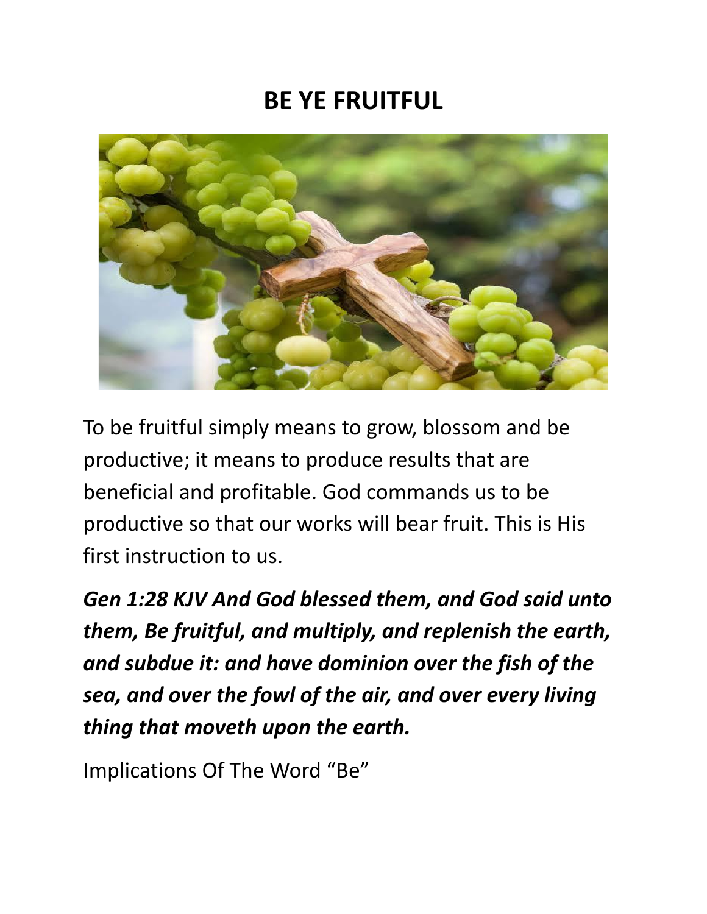# BE YE FRUITFUL

To be fruitful simply means to grow, blossom and be productive; it means to produce results that are beneficial and profitable. God commands us to be productive so that our works will bear fruit. This is His first instruction to us.

***Gen 1:28 KJV And God blessed them, and God said unto them, Be fruitful, and multiply, and replenish the earth, and subdue it: and have dominion over the fish of the sea, and over the fowl of the air, and over every living thing that moveth upon the earth.***

Implications Of The Word “Be”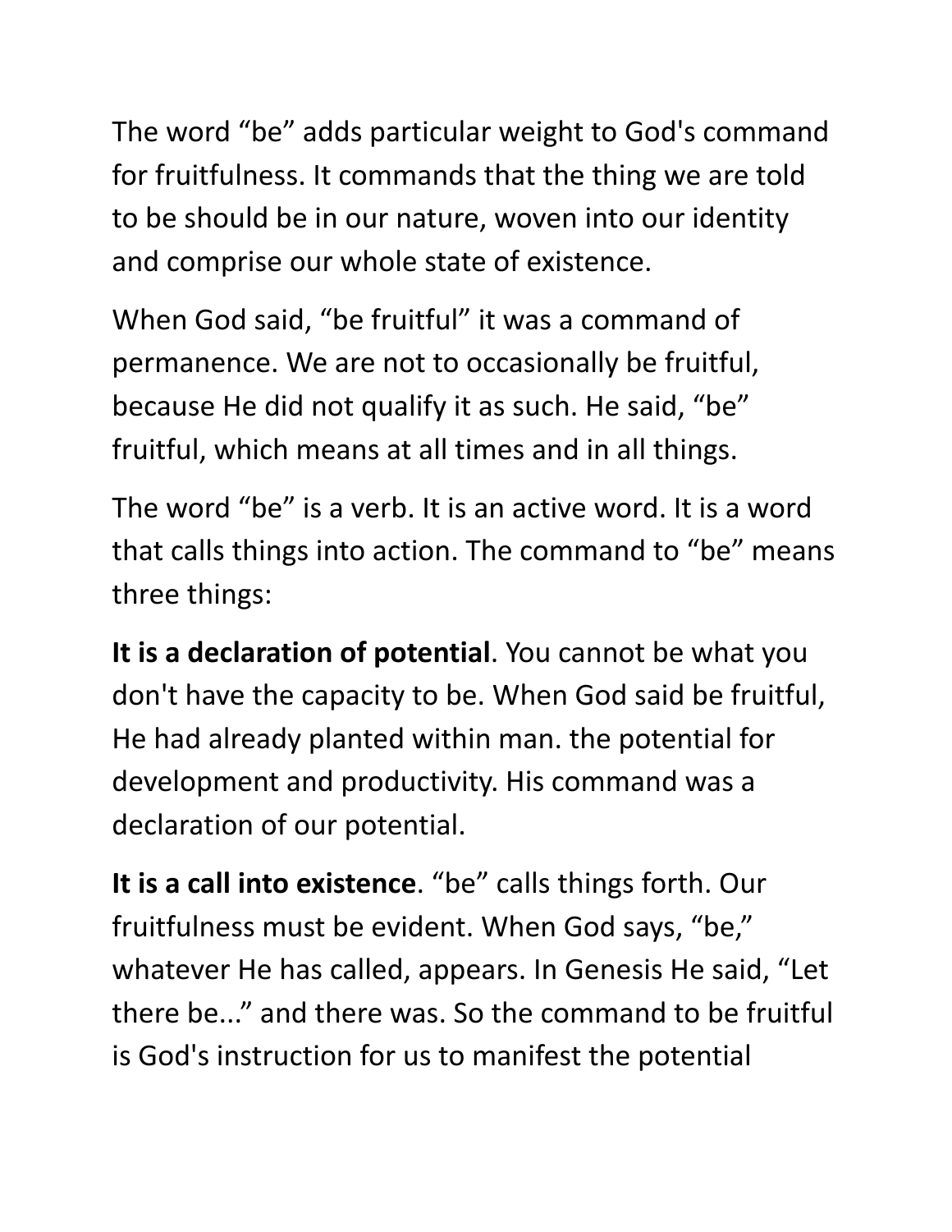The word “be” adds particular weight to God's command for fruitfulness. It commands that the thing we are told to be should be in our nature, woven into our identity and comprise our whole state of existence.

When God said, “be fruitful” it was a command of permanence. We are not to occasionally be fruitful, because He did not qualify it as such. He said, “be” fruitful, which means at all times and in all things.

The word “be” is a verb. It is an active word. It is a word that calls things into action. The command to “be” means three things:

**It is a declaration of potential**. You cannot be what you don't have the capacity to be. When God said be fruitful, He had already planted within man. the potential for development and productivity. His command was a declaration of our potential.

**It is a call into existence**. “be” calls things forth. Our fruitfulness must be evident. When God says, “be,” whatever He has called, appears. In Genesis He said, “Let there be...” and there was. So the command to be fruitful is God's instruction for us to manifest the potential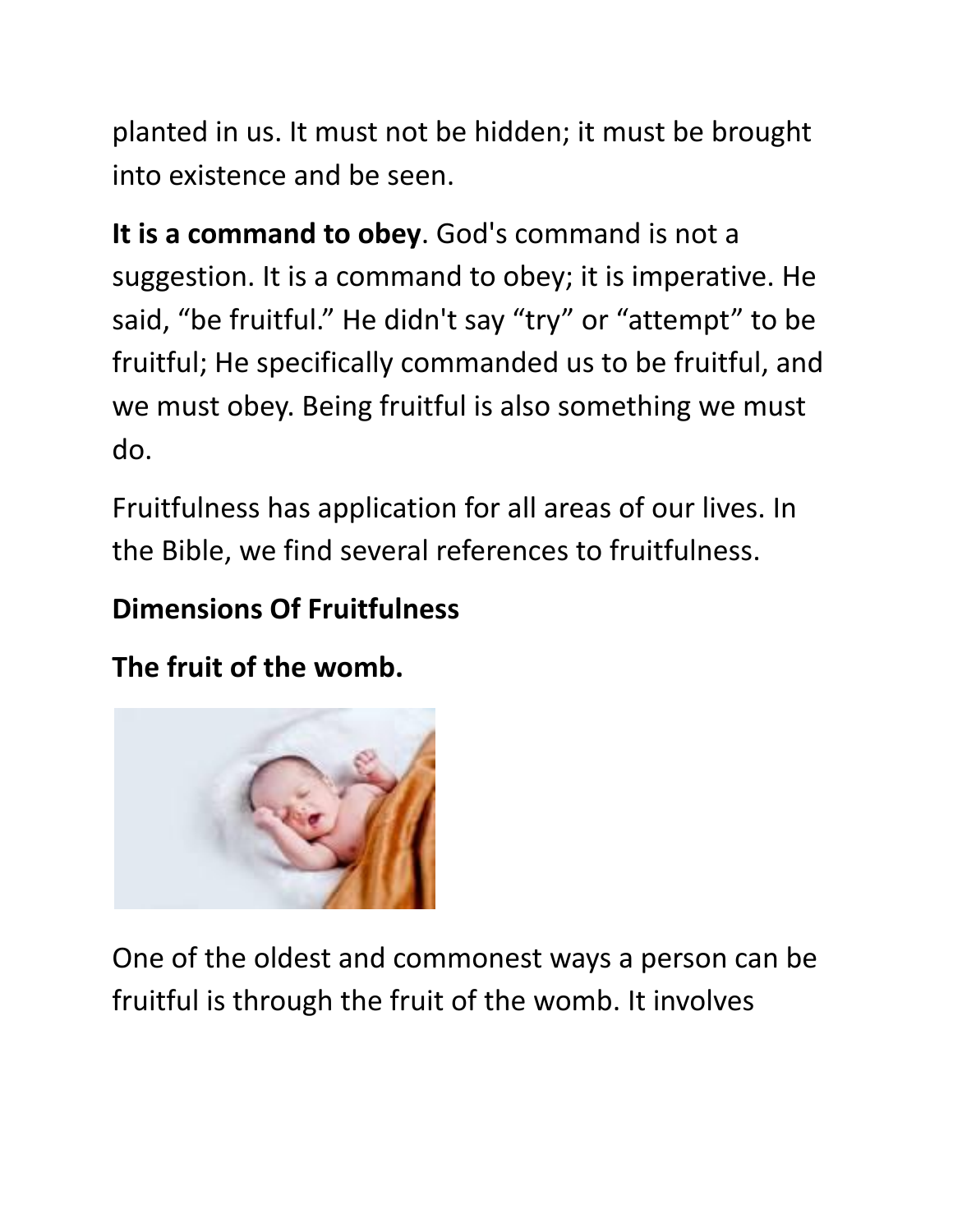planted in us. It must not be hidden; it must be brought into existence and be seen.

**It is a command to obey**. God's command is not a suggestion. It is a command to obey; it is imperative. He said, "be fruitful." He didn't say "try" or "attempt" to be fruitful; He specifically commanded us to be fruitful, and we must obey. Being fruitful is also something we must do.

Fruitfulness has application for all areas of our lives. In the Bible, we find several references to fruitfulness.

**Dimensions Of Fruitfulness**

**The fruit of the womb.**

One of the oldest and commonest ways a person can be fruitful is through the fruit of the womb. It involves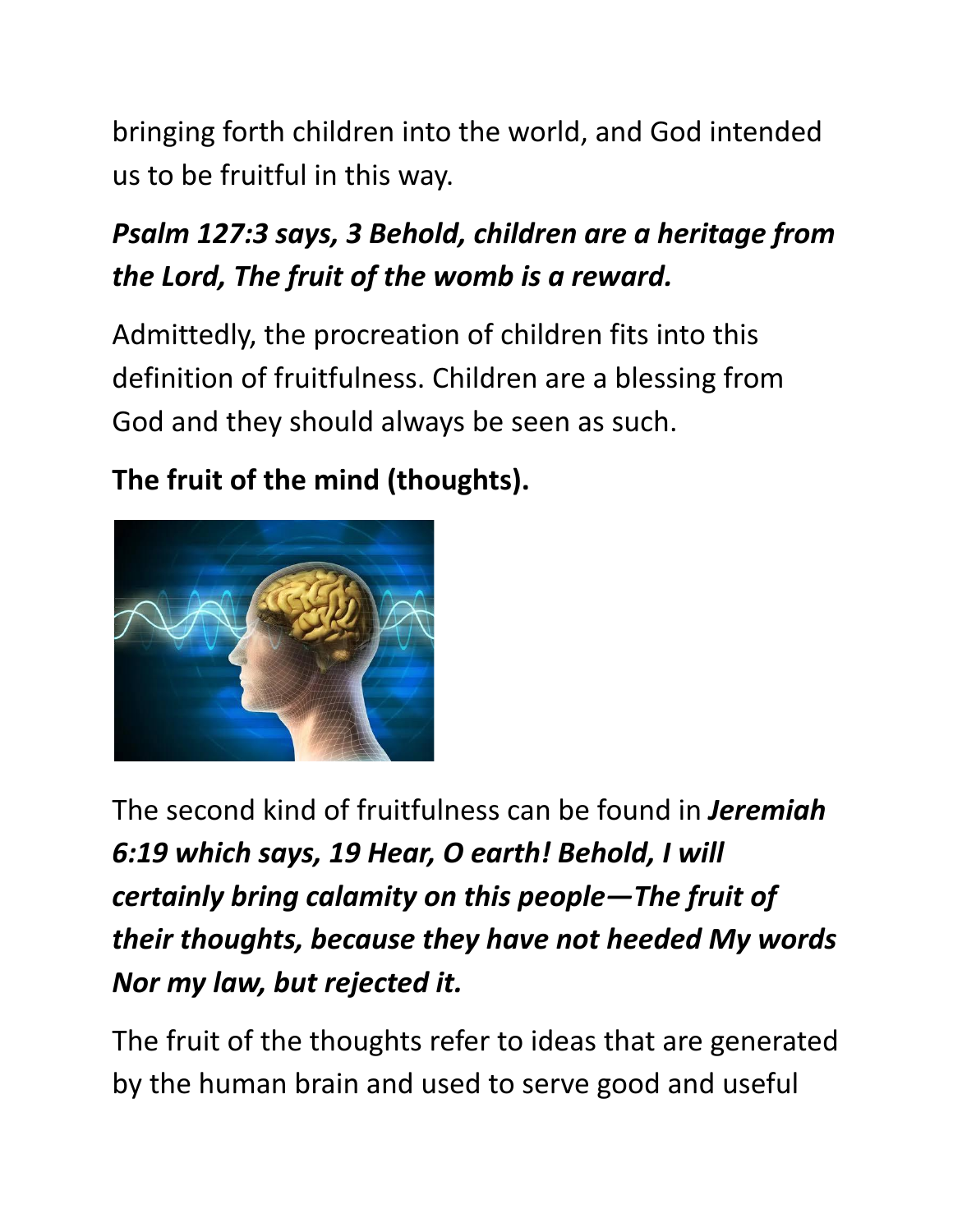bringing forth children into the world, and God intended us to be fruitful in this way.

***Psalm 127:3 says, 3 Behold, children are a heritage from the Lord, The fruit of the womb is a reward.***

Admittedly, the procreation of children fits into this definition of fruitfulness. Children are a blessing from God and they should always be seen as such.

**The fruit of the mind (thoughts).**

The second kind of fruitfulness can be found in ***Jeremiah 6:19 which says, 19 Hear, O earth! Behold, I will certainly bring calamity on this people—The fruit of their thoughts, because they have not heeded My words Nor my law, but rejected it.***

The fruit of the thoughts refer to ideas that are generated by the human brain and used to serve good and useful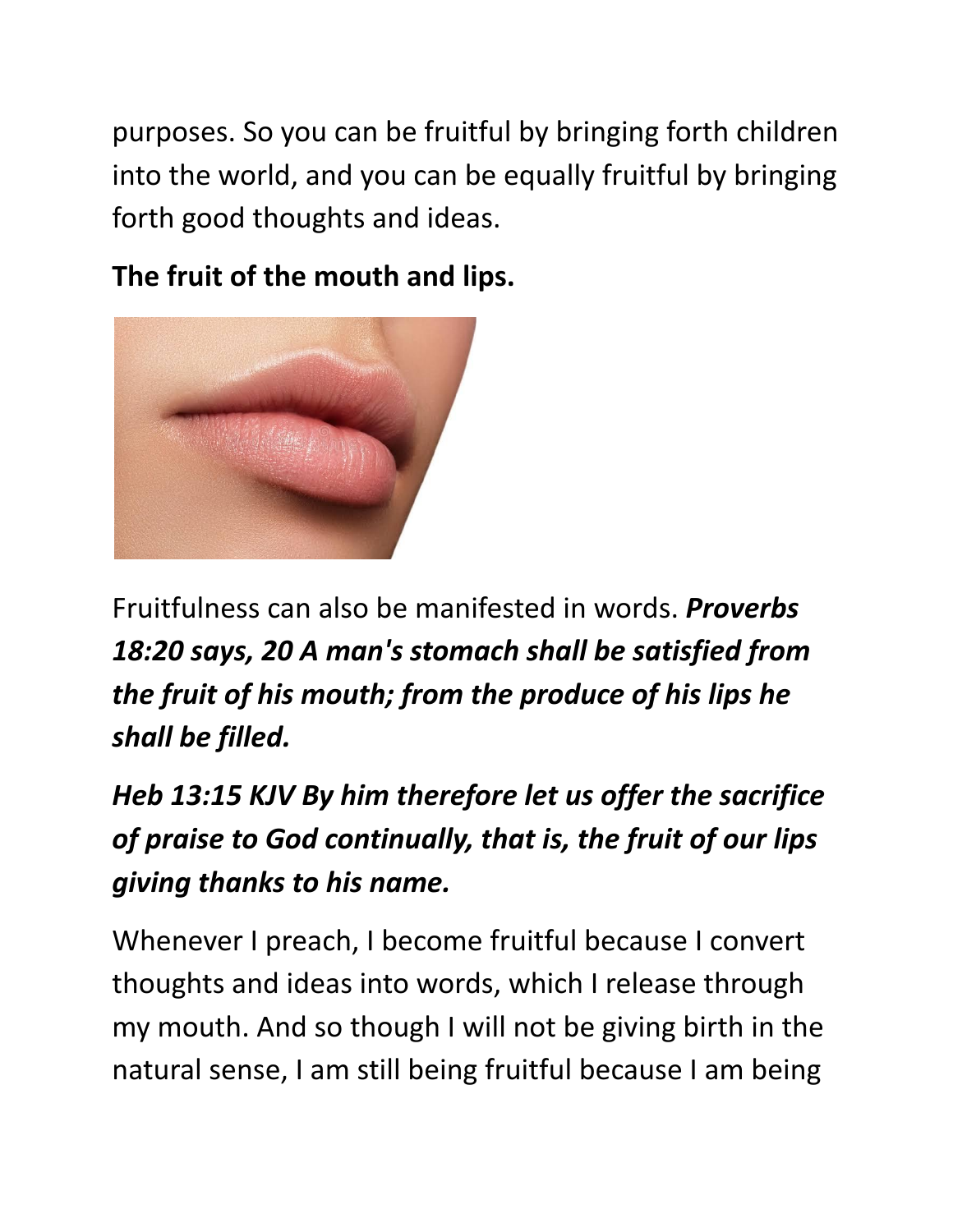purposes. So you can be fruitful by bringing forth children into the world, and you can be equally fruitful by bringing forth good thoughts and ideas.

**The fruit of the mouth and lips.**

Fruitfulness can also be manifested in words. ***Proverbs 18:20 says, 20 A man's stomach shall be satisfied from the fruit of his mouth; from the produce of his lips he shall be filled.***

***Heb 13:15 KJV By him therefore let us offer the sacrifice of praise to God continually, that is, the fruit of our lips giving thanks to his name.***

Whenever I preach, I become fruitful because I convert thoughts and ideas into words, which I release through my mouth. And so though I will not be giving birth in the natural sense, I am still being fruitful because I am being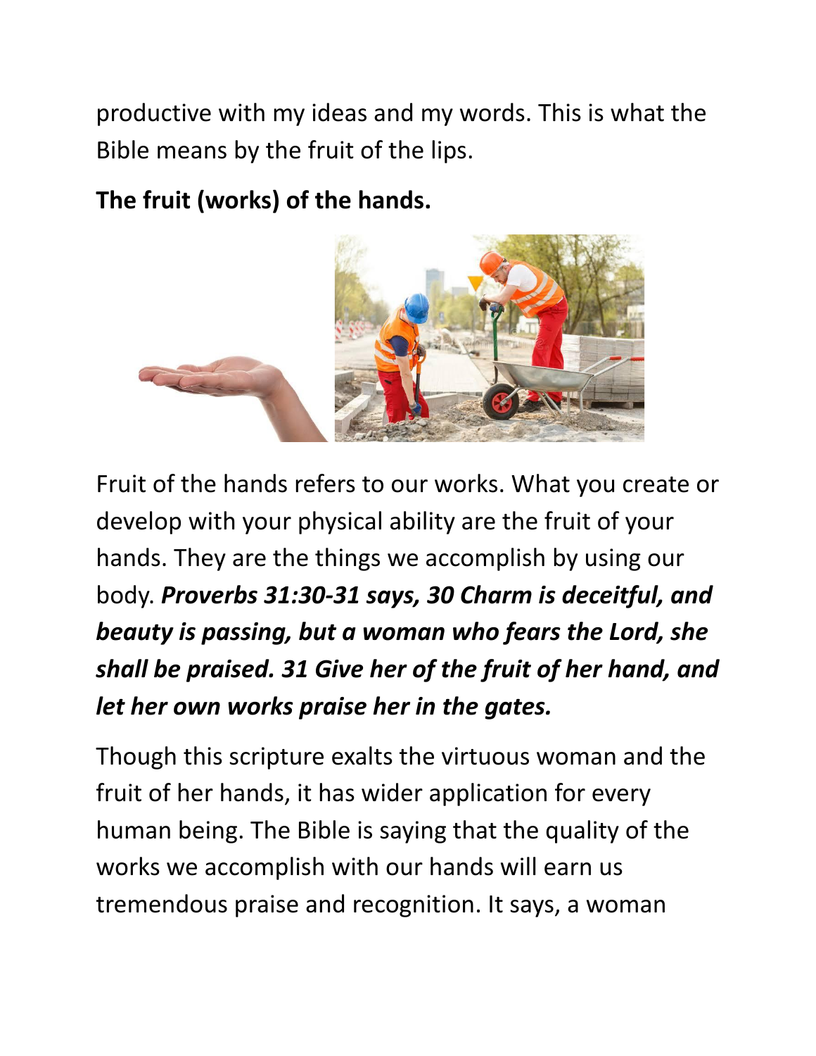productive with my ideas and my words. This is what the Bible means by the fruit of the lips.

**The fruit (works) of the hands.**

Fruit of the hands refers to our works. What you create or develop with your physical ability are the fruit of your hands. They are the things we accomplish by using our body. ***Proverbs 31:30-31 says, 30 Charm is deceitful, and beauty is passing, but a woman who fears the Lord, she shall be praised. 31 Give her of the fruit of her hand, and let her own works praise her in the gates.***

Though this scripture exalts the virtuous woman and the fruit of her hands, it has wider application for every human being. The Bible is saying that the quality of the works we accomplish with our hands will earn us tremendous praise and recognition. It says, a woman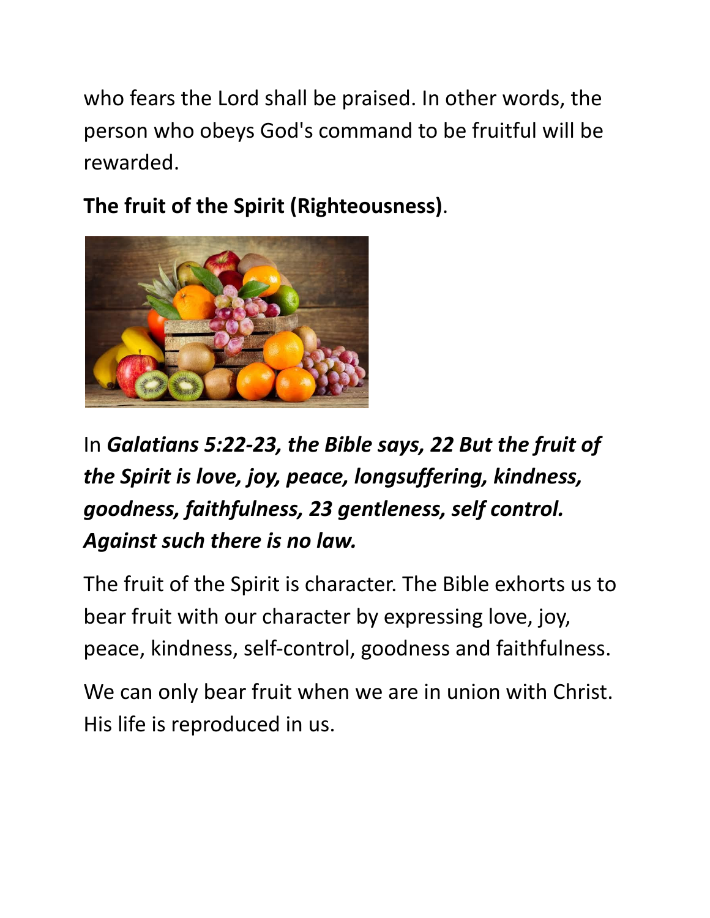who fears the Lord shall be praised. In other words, the person who obeys God's command to be fruitful will be rewarded.

**The fruit of the Spirit (Righteousness)**.

In ***Galatians 5:22-23, the Bible says, 22 But the fruit of the Spirit is love, joy, peace, longsuffering, kindness, goodness, faithfulness, 23 gentleness, self control. Against such there is no law.***

The fruit of the Spirit is character. The Bible exhorts us to bear fruit with our character by expressing love, joy, peace, kindness, self-control, goodness and faithfulness.

We can only bear fruit when we are in union with Christ. His life is reproduced in us.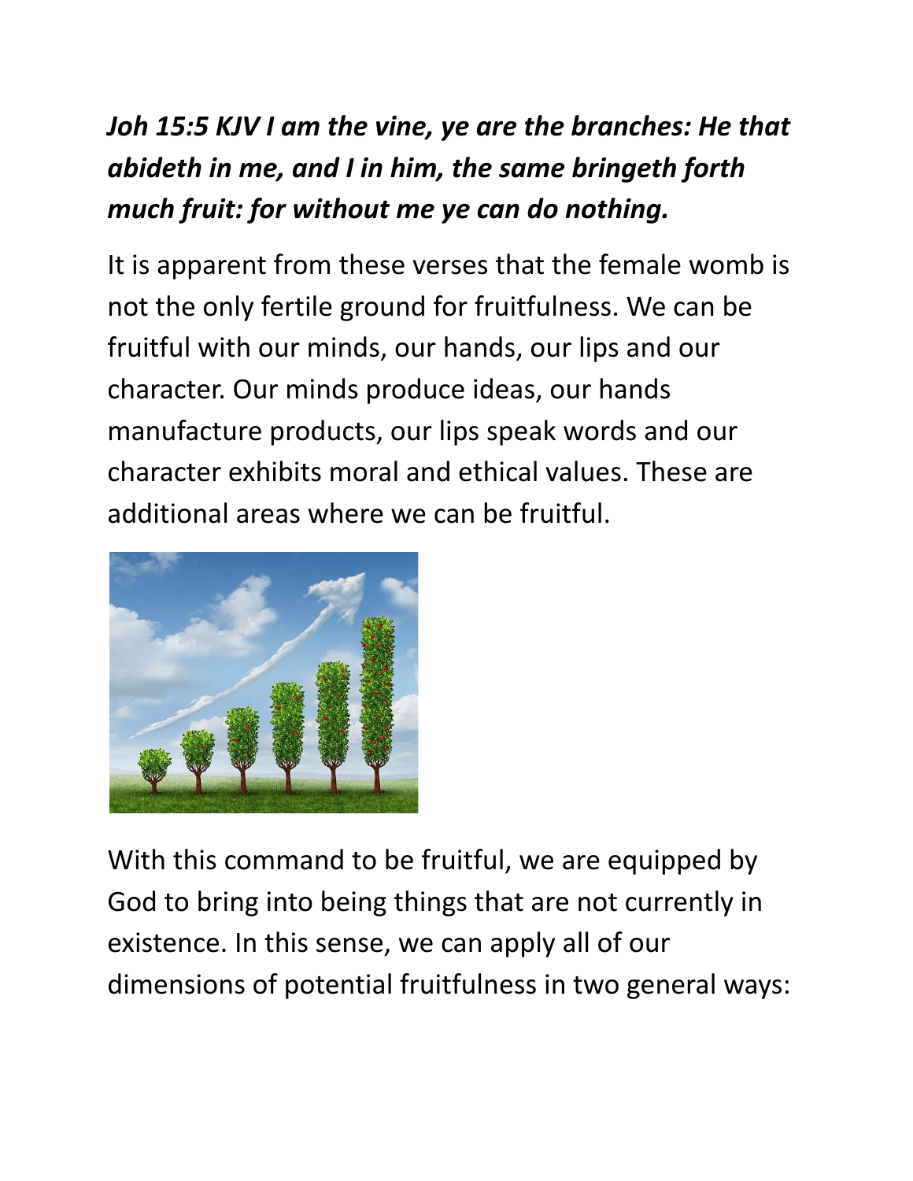***Joh 15:5 KJV I am the vine, ye are the branches: He that abideth in me, and I in him, the same bringeth forth much fruit: for without me ye can do nothing.***

It is apparent from these verses that the female womb is not the only fertile ground for fruitfulness. We can be fruitful with our minds, our hands, our lips and our character. Our minds produce ideas, our hands manufacture products, our lips speak words and our character exhibits moral and ethical values. These are additional areas where we can be fruitful.

With this command to be fruitful, we are equipped by God to bring into being things that are not currently in existence. In this sense, we can apply all of our dimensions of potential fruitfulness in two general ways: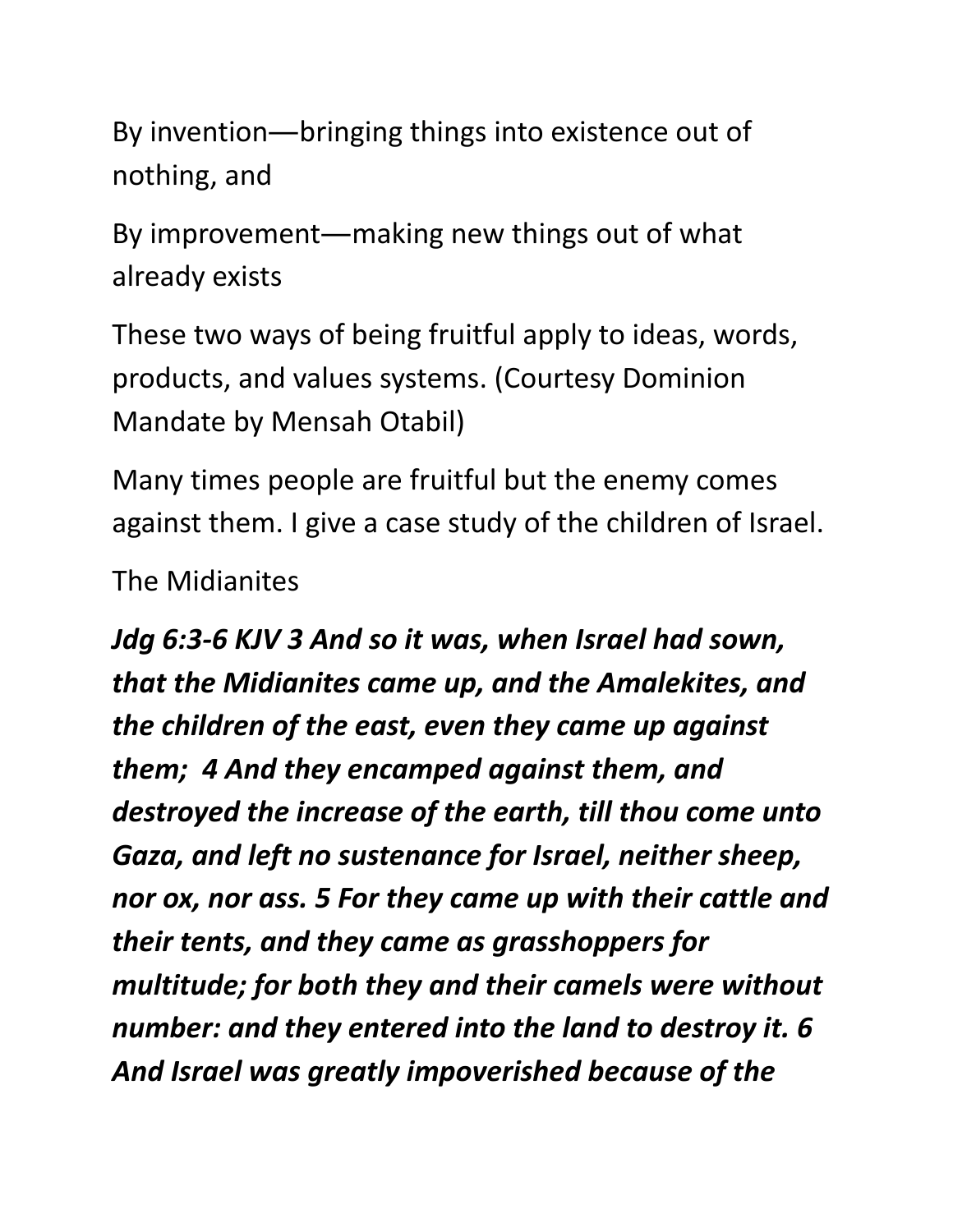By invention—bringing things into existence out of nothing, and

By improvement—making new things out of what already exists

These two ways of being fruitful apply to ideas, words, products, and values systems. (Courtesy Dominion Mandate by Mensah Otabil)

Many times people are fruitful but the enemy comes against them. I give a case study of the children of Israel.

The Midianites

***Jdg 6:3-6 KJV 3 And so it was, when Israel had sown, that the Midianites came up, and the Amalekites, and the children of the east, even they came up against them; 4 And they encamped against them, and destroyed the increase of the earth, till thou come unto Gaza, and left no sustenance for Israel, neither sheep, nor ox, nor ass. 5 For they came up with their cattle and their tents, and they came as grasshoppers for multitude; for both they and their camels were without number: and they entered into the land to destroy it. 6 And Israel was greatly impoverished because of the***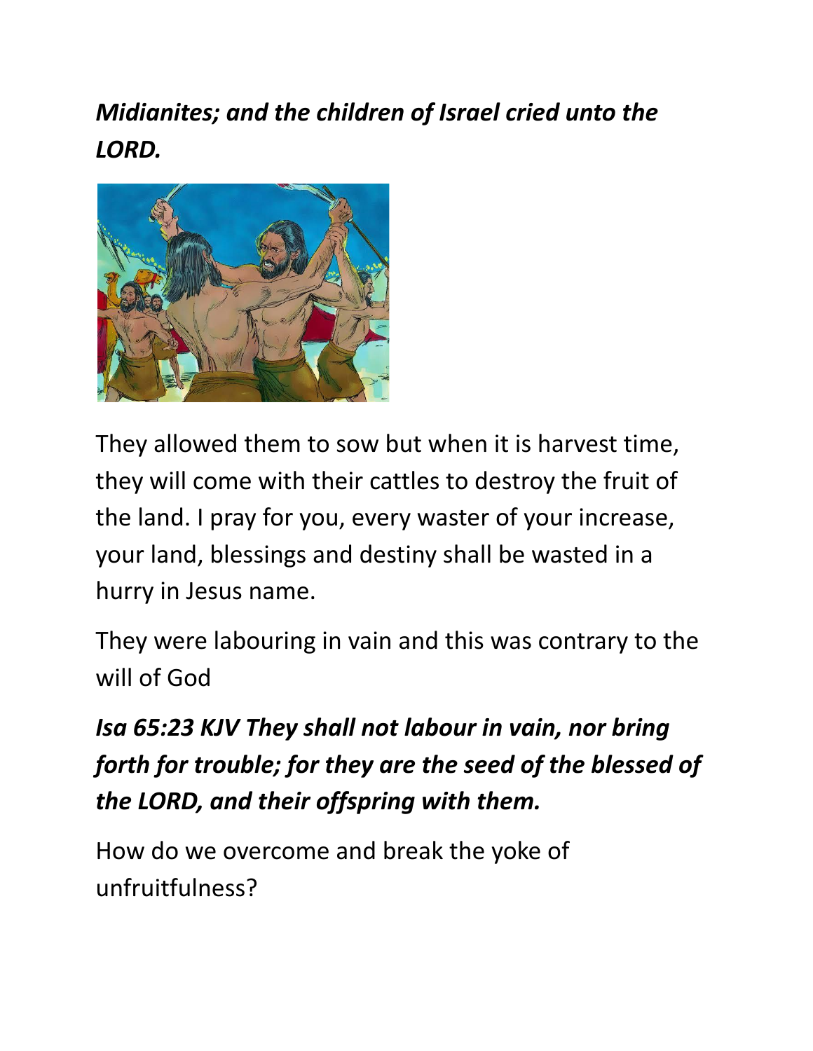***Midianites; and the children of Israel cried unto the LORD.***

They allowed them to sow but when it is harvest time, they will come with their cattles to destroy the fruit of the land. I pray for you, every waster of your increase, your land, blessings and destiny shall be wasted in a hurry in Jesus name.

They were labouring in vain and this was contrary to the will of God

***Isa 65:23 KJV They shall not labour in vain, nor bring forth for trouble; for they are the seed of the blessed of the LORD, and their offspring with them.***

How do we overcome and break the yoke of unfruitfulness?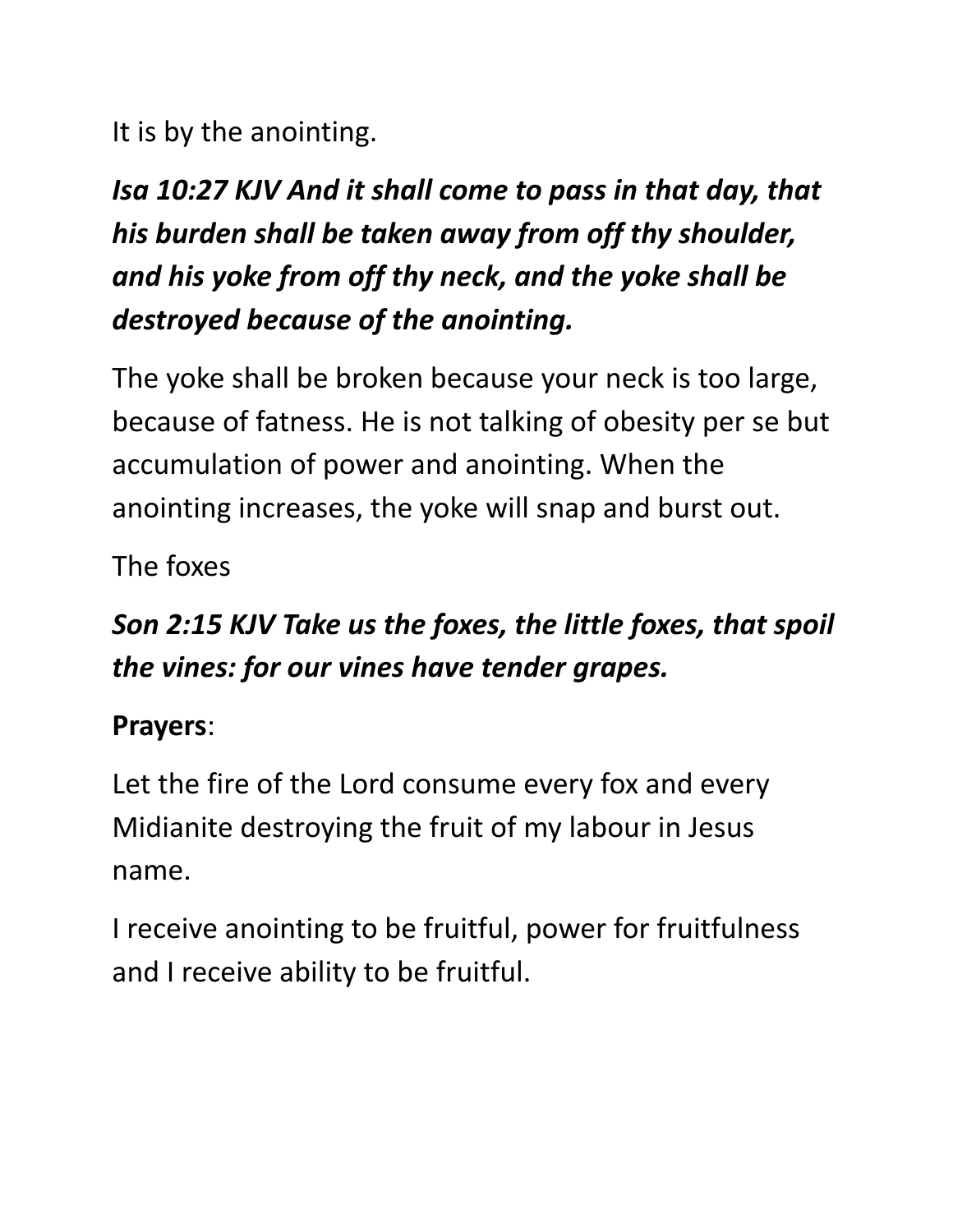It is by the anointing.

***Isa 10:27 KJV And it shall come to pass in that day, that his burden shall be taken away from off thy shoulder, and his yoke from off thy neck, and the yoke shall be destroyed because of the anointing.***

The yoke shall be broken because your neck is too large, because of fatness. He is not talking of obesity per se but accumulation of power and anointing. When the anointing increases, the yoke will snap and burst out.

The foxes

***Son 2:15 KJV Take us the foxes, the little foxes, that spoil the vines: for our vines have tender grapes.***

**Prayers**:

Let the fire of the Lord consume every fox and every Midianite destroying the fruit of my labour in Jesus name.

I receive anointing to be fruitful, power for fruitfulness and I receive ability to be fruitful.